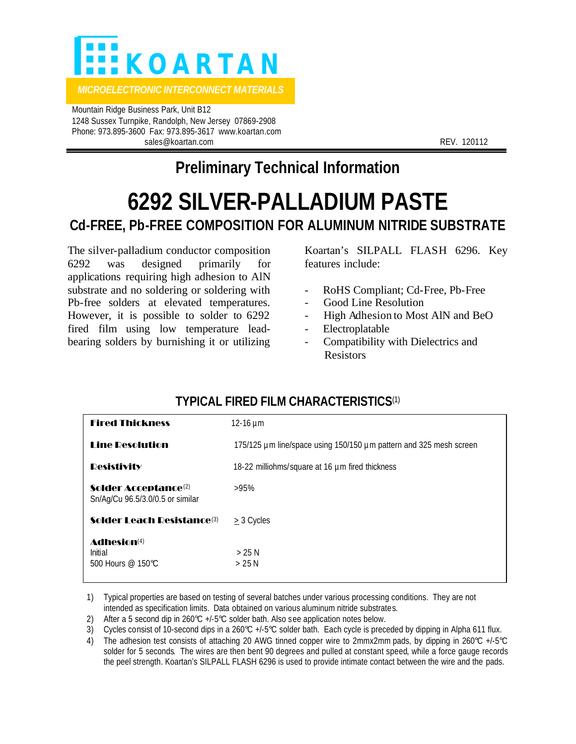KOARTAN

*MICROELECTRONIC INTERCONNECT MATERIALS*

Mountain Ridge Business Park, Unit B12
1248 Sussex Turnpike, Randolph, New Jersey 07869-2908
Phone: 973.895-3600 Fax: 973.895-3617 www.koartan.com
sales@koartan.com

REV. 120112

## Preliminary Technical Information

# 6292 SILVER-PALLADIUM PASTE

### Cd-FREE, Pb-FREE COMPOSITION FOR ALUMINUM NITRIDE SUBSTRATE

The silver-palladium conductor composition 6292 was designed primarily for applications requiring high adhesion to AlN substrate and no soldering or soldering with Pb-free solders at elevated temperatures. However, it is possible to solder to 6292 fired film using low temperature lead-bearing solders by burnishing it or utilizing Koartan's SILPALL FLASH 6296. Key features include:

- RoHS Compliant; Cd-Free, Pb-Free
- Good Line Resolution
- High Adhesion to Most AlN and BeO
- Electroplatable
- Compatibility with Dielectrics and Resistors

### TYPICAL FIRED FILM CHARACTERISTICS(1)

| Property | Value |
|---|---|
| **Fired Thickness** | 12-16 µm |
| **Line Resolution** | 175/125 µm line/space using 150/150 µm pattern and 325 mesh screen |
| **Resistivity** | 18-22 milliohms/square at 16 µm fired thickness |
| **Solder Acceptance**(2) Sn/Ag/Cu 96.5/3.0/0.5 or similar | >95% |
| **Solder Leach Resistance**(3) | ≥ 3 Cycles |
| **Adhesion**(4) | |
| Initial | > 25 N |
| 500 Hours @ 150°C | > 25 N |

1) Typical properties are based on testing of several batches under various processing conditions. They are not intended as specification limits. Data obtained on various aluminum nitride substrates.
2) After a 5 second dip in 260°C +/-5°C solder bath. Also see application notes below.
3) Cycles consist of 10-second dips in a 260°C +/-5°C solder bath. Each cycle is preceded by dipping in Alpha 611 flux.
4) The adhesion test consists of attaching 20 AWG tinned copper wire to 2mmx2mm pads, by dipping in 260°C +/-5°C solder for 5 seconds. The wires are then bent 90 degrees and pulled at constant speed, while a force gauge records the peel strength. Koartan's SILPALL FLASH 6296 is used to provide intimate contact between the wire and the pads.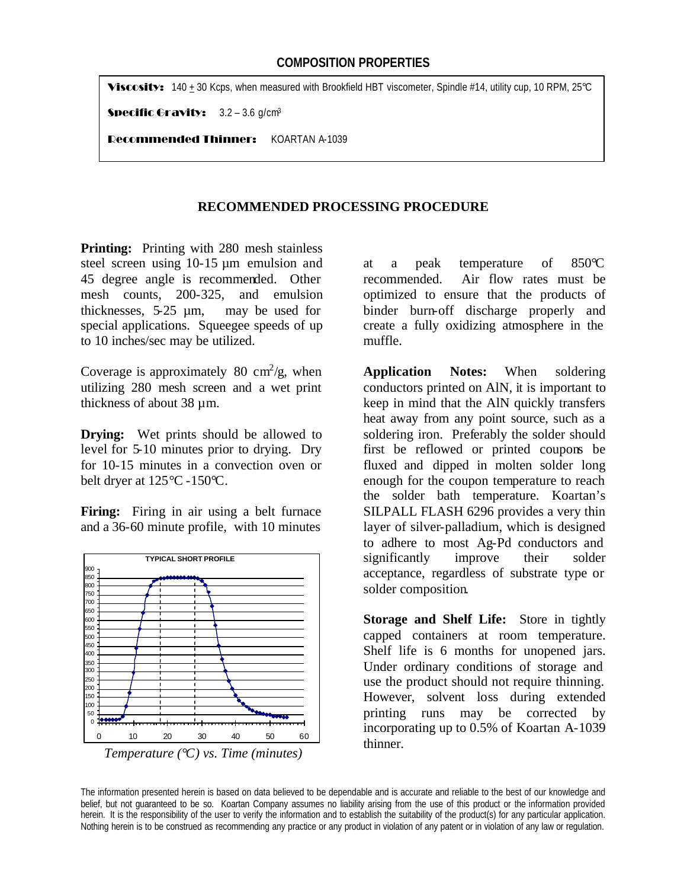## COMPOSITION PROPERTIES

**Viscosity:** 140 ± 30 Kcps, when measured with Brookfield HBT viscometer, Spindle #14, utility cup, 10 RPM, 25°C

**Specific Gravity:** 3.2 – 3.6 g/cm$^3$

**Recommended Thinner:** KOARTAN A-1039

## RECOMMENDED PROCESSING PROCEDURE

**Printing:** Printing with 280 mesh stainless steel screen using 10-15 µm emulsion and 45 degree angle is recommended. Other mesh counts, 200-325, and emulsion thicknesses, 5-25 µm, may be used for special applications. Squeegee speeds of up to 10 inches/sec may be utilized.

Coverage is approximately 80 cm$^2$/g, when utilizing 280 mesh screen and a wet print thickness of about 38 µm.

**Drying:** Wet prints should be allowed to level for 5-10 minutes prior to drying. Dry for 10-15 minutes in a convection oven or belt dryer at 125°C -150°C.

**Firing:** Firing in air using a belt furnace and a 36-60 minute profile, with 10 minutes at a peak temperature of 850°C recommended. Air flow rates must be optimized to ensure that the products of binder burn-off discharge properly and create a fully oxidizing atmosphere in the muffle.

TYPICAL SHORT PROFILE

900
850
800
750
700
650
600
550
500
450
400
350
300
250
200
150
100
50
0

0 10 20 30 40 50 60

*Temperature (°C) vs. Time (minutes)*

**Application Notes:** When soldering conductors printed on AlN, it is important to keep in mind that the AlN quickly transfers heat away from any point source, such as a soldering iron. Preferably the solder should first be reflowed or printed coupons be fluxed and dipped in molten solder long enough for the coupon temperature to reach the solder bath temperature. Koartan's SILPALL FLASH 6296 provides a very thin layer of silver-palladium, which is designed to adhere to most Ag-Pd conductors and significantly improve their solder acceptance, regardless of substrate type or solder composition.

**Storage and Shelf Life:** Store in tightly capped containers at room temperature. Shelf life is 6 months for unopened jars. Under ordinary conditions of storage and use the product should not require thinning. However, solvent loss during extended printing runs may be corrected by incorporating up to 0.5% of Koartan A-1039 thinner.

The information presented herein is based on data believed to be dependable and is accurate and reliable to the best of our knowledge and belief, but not guaranteed to be so. Koartan Company assumes no liability arising from the use of this product or the information provided herein. It is the responsibility of the user to verify the information and to establish the suitability of the product(s) for any particular application. Nothing herein is to be construed as recommending any practice or any product in violation of any patent or in violation of any law or regulation.